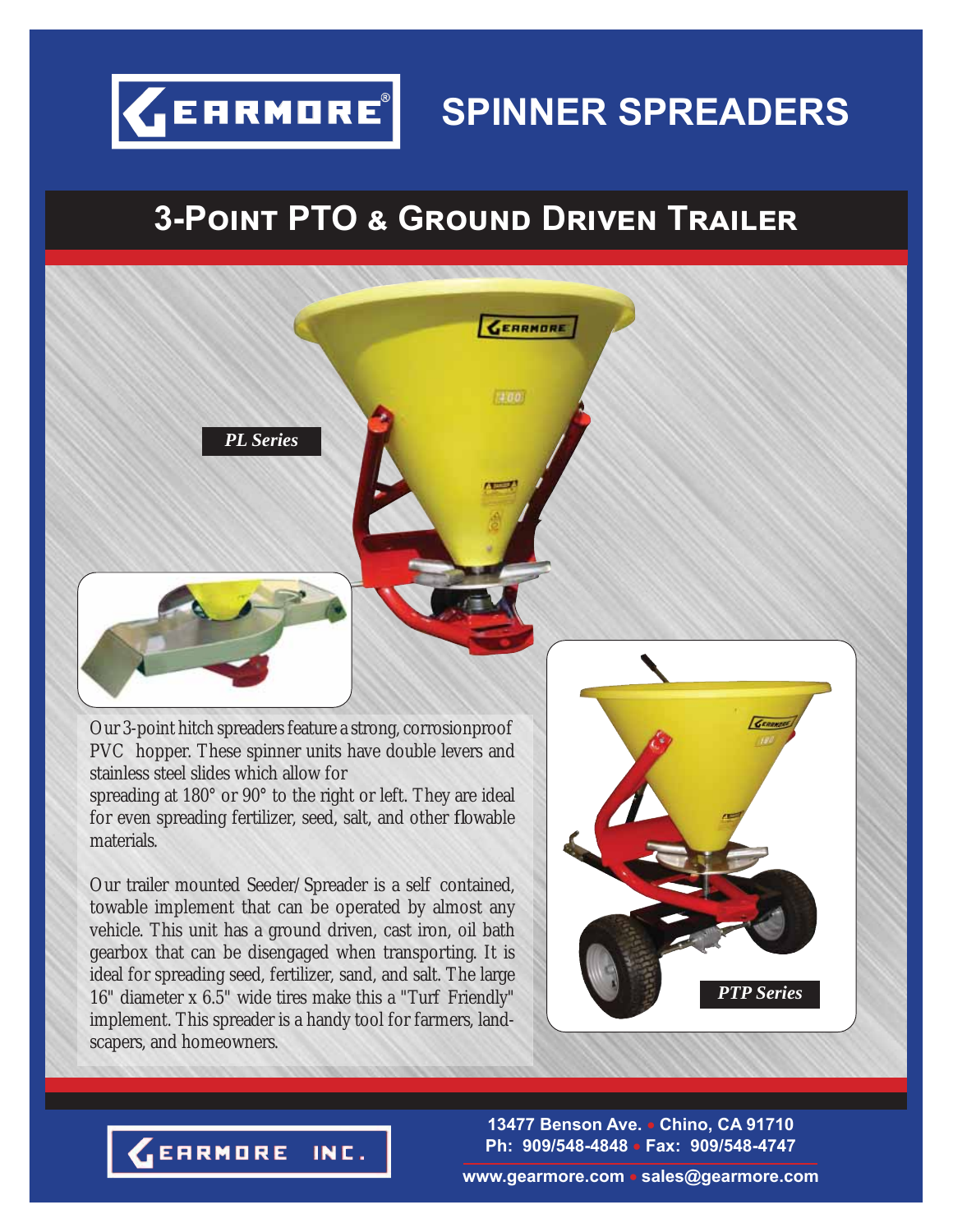# GEARMORE® SPINNER SPREADERS

## 3-Point PTO & Ground Driven Trailer

*PL Series*

Our 3-point hitch spreaders feature a strong, corrosionproof PVC hopper. These spinner units have double levers and stainless steel slides which allow for spreading at 180° or 90° to the right or left. They are ideal for even spreading fertilizer, seed, salt, and other flowable materials.

Our trailer mounted Seeder/Spreader is a self contained, towable implement that can be operated by almost any vehicle. This unit has a ground driven, cast iron, oil bath gearbox that can be disengaged when transporting. It is ideal for spreading seed, fertilizer, sand, and salt. The large 16" diameter x 6.5" wide tires make this a "Turf Friendly" implement. This spreader is a handy tool for farmers, landscapers, and homeowners.

*PTP Series*

GEARMORE INC.

13477 Benson Ave. • Chino, CA 91710
Ph: 909/548-4848 • Fax: 909/548-4747
www.gearmore.com • sales@gearmore.com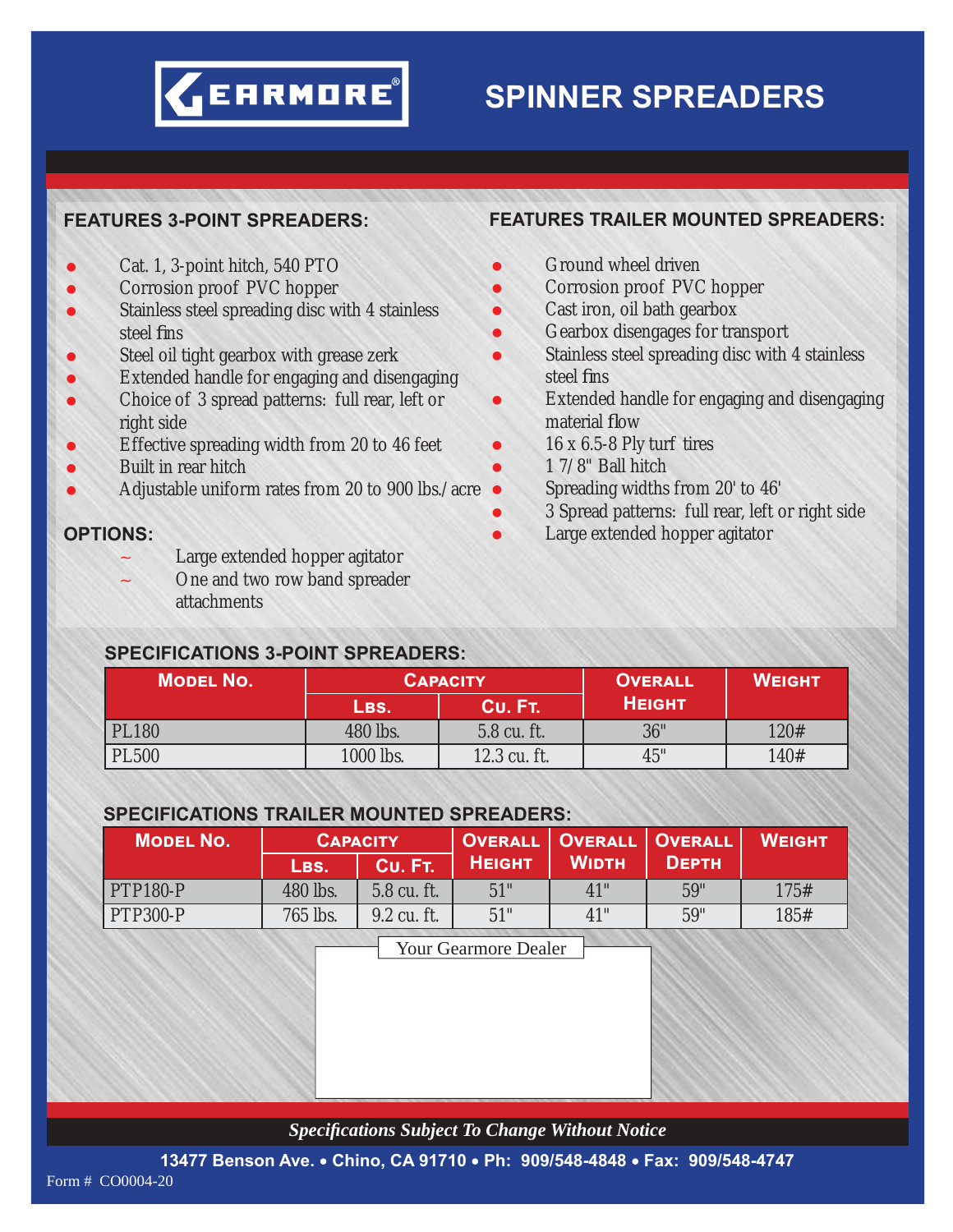GEARMORE®

# SPINNER SPREADERS

## FEATURES 3-POINT SPREADERS:

- Cat. 1, 3-point hitch, 540 PTO
- Corrosion proof PVC hopper
- Stainless steel spreading disc with 4 stainless steel fins
- Steel oil tight gearbox with grease zerk
- Extended handle for engaging and disengaging
- Choice of 3 spread patterns: full rear, left or right side
- Effective spreading width from 20 to 46 feet
- Built in rear hitch
- Adjustable uniform rates from 20 to 900 lbs./acre

## OPTIONS:

~ Large extended hopper agitator
~ One and two row band spreader attachments

## FEATURES TRAILER MOUNTED SPREADERS:

- Ground wheel driven
- Corrosion proof PVC hopper
- Cast iron, oil bath gearbox
- Gearbox disengages for transport
- Stainless steel spreading disc with 4 stainless steel fins
- Extended handle for engaging and disengaging material flow
- 16 x 6.5-8 Ply turf tires
- 1 7/8" Ball hitch
- Spreading widths from 20' to 46'
- 3 Spread patterns: full rear, left or right side
- Large extended hopper agitator

## SPECIFICATIONS 3-POINT SPREADERS:

| Model No. | Capacity | | Overall Height | Weight |
|---|---|---|---|---|
| | Lbs. | Cu. Ft. | | |
| PL180 | 480 lbs. | 5.8 cu. ft. | 36" | 120# |
| PL500 | 1000 lbs. | 12.3 cu. ft. | 45" | 140# |

## SPECIFICATIONS TRAILER MOUNTED SPREADERS:

| Model No. | Capacity | | Overall Height | Overall Width | Overall Depth | Weight |
|---|---|---|---|---|---|---|
| | Lbs. | Cu. Ft. | | | | |
| PTP180-P | 480 lbs. | 5.8 cu. ft. | 51" | 41" | 59" | 175# |
| PTP300-P | 765 lbs. | 9.2 cu. ft. | 51" | 41" | 59" | 185# |

Your Gearmore Dealer

*Specifications Subject To Change Without Notice*

**13477 Benson Ave. • Chino, CA 91710 • Ph: 909/548-4848 • Fax: 909/548-4747**

Form # CO0004-20